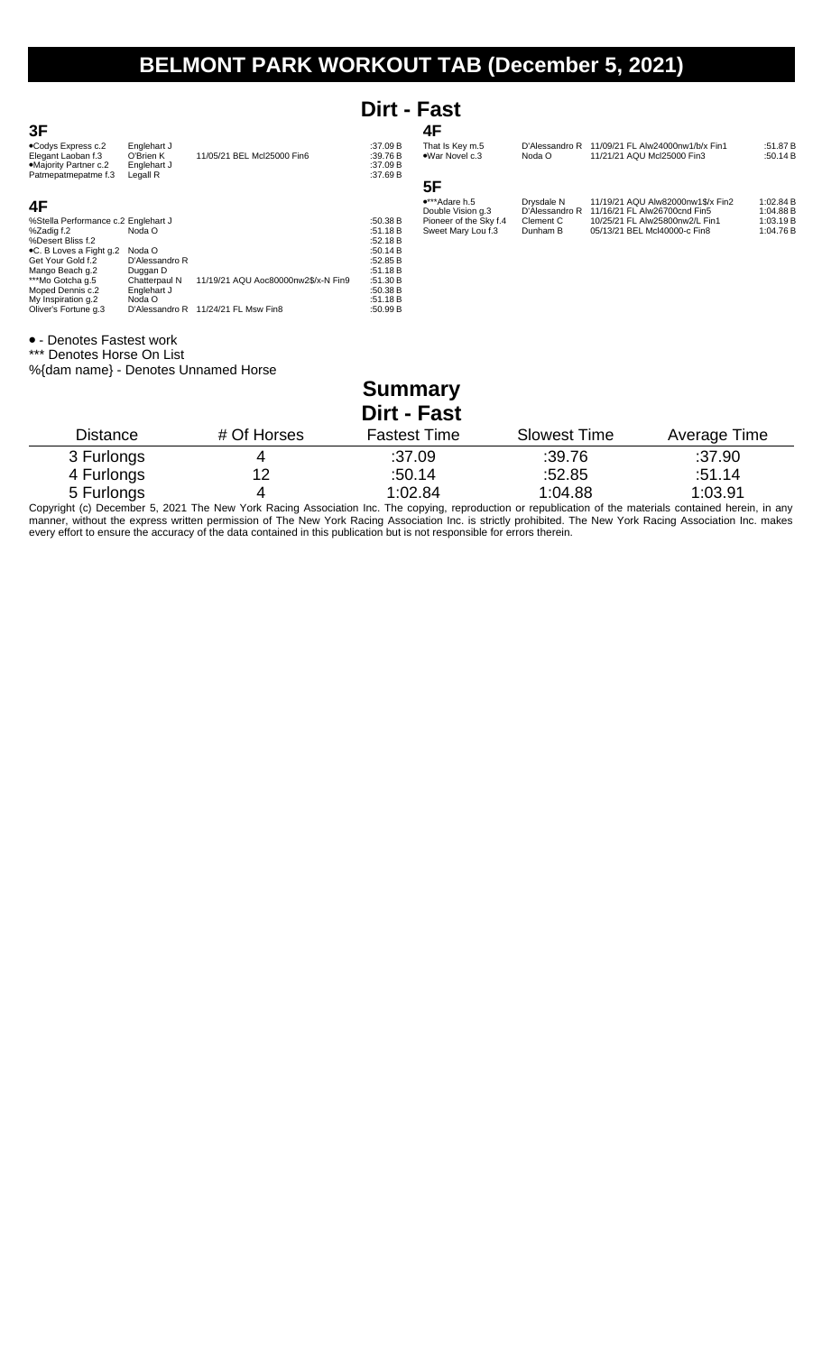# BELMONT PARK WORKOUT TAB (December 5, 2021)

## Dirt - Fast

### 3F

| Horse | Trainer | Last Race | Time |
|---|---|---|---|
| ●Codys Express c.2 | Englehart J | | :37.09 B |
| Elegant Laoban f.3 | O'Brien K | 11/05/21 BEL Mcl25000 Fin6 | :39.76 B |
| ●Majority Partner c.2 | Englehart J | | :37.09 B |
| Patmepatmepatme f.3 | Legall R | | :37.69 B |

### 4F

| Horse | Trainer | Last Race | Time |
|---|---|---|---|
| %Stella Performance c.2 | Englehart J | | :50.38 B |
| %Zadig f.2 | Noda O | | :51.18 B |
| %Desert Bliss f.2 | | | :52.18 B |
| ●C. B Loves a Fight g.2 | Noda O | | :50.14 B |
| Get Your Gold f.2 | D'Alessandro R | | :52.85 B |
| Mango Beach g.2 | Duggan D | | :51.18 B |
| ***Mo Gotcha g.5 | Chatterpaul N | 11/19/21 AQU Aoc80000nw2$/x-N Fin9 | :51.30 B |
| Moped Dennis c.2 | Englehart J | | :50.38 B |
| My Inspiration g.2 | Noda O | | :51.18 B |
| Oliver's Fortune g.3 | D'Alessandro R | 11/24/21 FL Msw Fin8 | :50.99 B |
| That Is Key m.5 | D'Alessandro R | 11/09/21 FL Alw24000nw1/b/x Fin1 | :51.87 B |
| ●War Novel c.3 | Noda O | 11/21/21 AQU Mcl25000 Fin3 | :50.14 B |

### 5F

| Horse | Trainer | Last Race | Time |
|---|---|---|---|
| ●***Adare h.5 | Drysdale N | 11/19/21 AQU Alw82000nw1$/x Fin2 | 1:02.84 B |
| Double Vision g.3 | D'Alessandro R | 11/16/21 FL Alw26700cnd Fin5 | 1:04.88 B |
| Pioneer of the Sky f.4 | Clement C | 10/25/21 FL Alw25800nw2/L Fin1 | 1:03.19 B |
| Sweet Mary Lou f.3 | Dunham B | 05/13/21 BEL Mcl40000-c Fin8 | 1:04.76 B |

● - Denotes Fastest work

*** Denotes Horse On List

%{dam name} - Denotes Unnamed Horse

## Summary

### Dirt - Fast

| Distance | # Of Horses | Fastest Time | Slowest Time | Average Time |
|---|---|---|---|---|
| 3 Furlongs | 4 | :37.09 | :39.76 | :37.90 |
| 4 Furlongs | 12 | :50.14 | :52.85 | :51.14 |
| 5 Furlongs | 4 | 1:02.84 | 1:04.88 | 1:03.91 |

Copyright (c) December 5, 2021 The New York Racing Association Inc. The copying, reproduction or republication of the materials contained herein, in any manner, without the express written permission of The New York Racing Association Inc. is strictly prohibited. The New York Racing Association Inc. makes every effort to ensure the accuracy of the data contained in this publication but is not responsible for errors therein.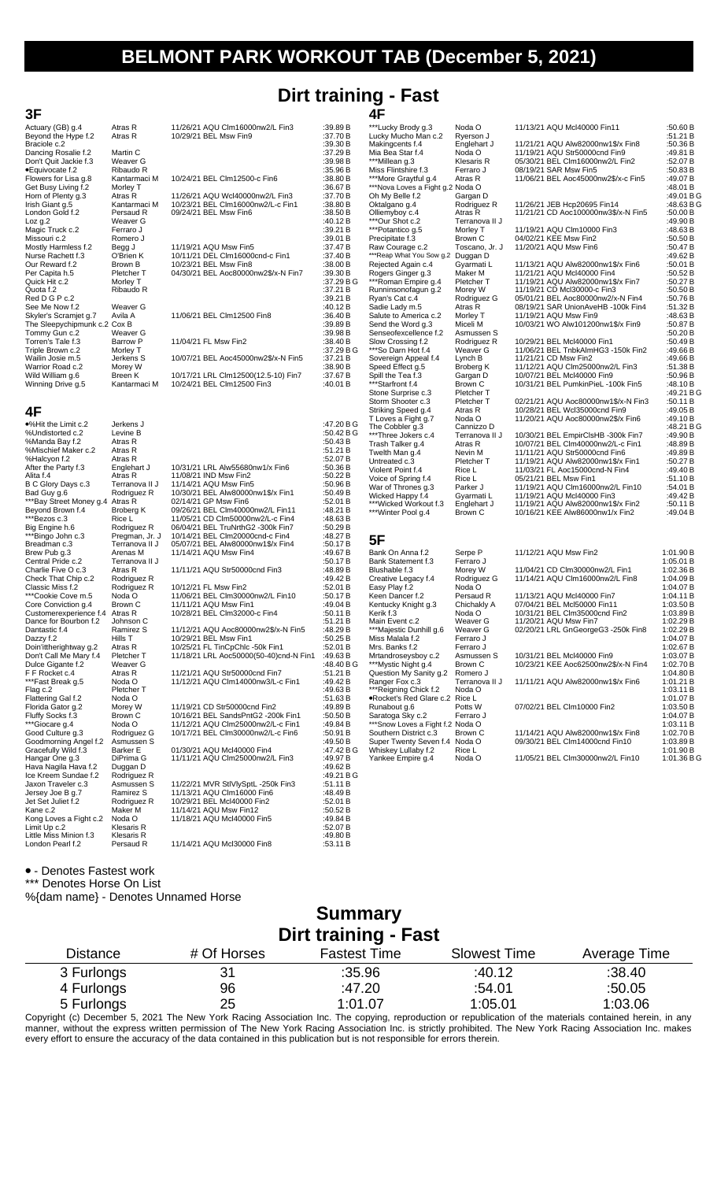# BELMONT PARK WORKOUT TAB (December 5, 2021)

## Dirt training - Fast

### 3F

| | | | |
|---|---|---|---|
| Actuary (GB) g.4 | Atras R | 11/26/21 AQU Clm16000nw2/L Fin3 | :39.89 B |
| Beyond the Hype f.2 | Atras R | 10/29/21 BEL Msw Fin9 | :37.70 B |
| Braciole c.2 | | | :39.30 B |
| Dancing Rosalie f.2 | Martin C | | :37.29 B |
| Don't Quit Jackie f.3 | Weaver G | | :39.98 B |
| •Equivocate f.2 | Ribaudo R | | :35.96 B |
| Flowers for Lisa g.8 | Kantarmaci M | 10/24/21 BEL Clm12500-c Fin6 | :38.80 B |
| Get Busy Living f.2 | Morley T | | :36.67 B |
| Horn of Plenty g.3 | Atras R | 11/26/21 AQU Wcl40000nw2/L Fin3 | :37.70 B |
| Irish Giant g.5 | Kantarmaci M | 10/23/21 BEL Clm16000nw2/L-c Fin1 | :38.80 B |
| London Gold f.2 | Persaud R | 09/24/21 BEL Msw Fin6 | :38.50 B |
| Loz g.2 | Weaver G | | :40.12 B |
| Magic Truck c.2 | Ferraro J | | :39.21 B |
| Missouri c.2 | Romero J | | :39.01 B |
| Mostly Harmless f.2 | Begg J | 11/19/21 AQU Msw Fin5 | :37.47 B |
| Nurse Rachett f.3 | O'Brien K | 10/11/21 DEL Clm16000cnd-c Fin1 | :37.40 B |
| Our Reward f.2 | Brown B | 10/23/21 BEL Msw Fin8 | :38.00 B |
| Per Capita h.5 | Pletcher T | 04/30/21 BEL Aoc80000nw2$/x-N Fin7 | :39.30 B |
| Quick Hit c.2 | Morley T | | :37.29 B G |
| Quota f.2 | Ribaudo R | | :37.21 B |
| Red D G P c.2 | | | :39.21 B |
| See Me Now f.2 | Weaver G | | :40.12 B |
| Skyler's Scramjet g.7 | Avila A | 11/06/21 BEL Clm12500 Fin8 | :36.40 B |
| The Sleepychipmunk c.2 | Cox B | | :39.89 B |
| Tommy Gun c.2 | Weaver G | | :39.98 B |
| Torren's Tale f.3 | Barrow P | 11/04/21 FL Msw Fin2 | :38.40 B |
| Triple Brown c.2 | Morley T | | :37.29 B G |
| Wailin Josie m.5 | Jerkens S | 10/07/21 BEL Aoc45000nw2$/x-N Fin5 | :37.21 B |
| Warrior Road c.2 | Morey W | | :38.90 B |
| Wild William g.6 | Breen K | 10/17/21 LRL Clm12500(12.5-10) Fin7 | :37.67 B |
| Winning Drive g.5 | Kantarmaci M | 10/24/21 BEL Clm12500 Fin3 | :40.01 B |

### 4F

| | | | |
|---|---|---|---|
| •%Hit the Limit c.2 | Jerkens J | | :47.20 B G |
| %Undistorted c.2 | Levine B | | :50.42 B G |
| %Manda Bay f.2 | Atras R | | :50.43 B |
| %Mischief Maker c.2 | Atras R | | :51.21 B |
| %Halcyon f.2 | Atras R | | :52.07 B |
| After the Party f.3 | Englehart J | 10/31/21 LRL Alw55680nw1/x Fin6 | :50.36 B |
| Alita f.4 | Atras R | 11/08/21 IND Msw Fin2 | :50.22 B |
| B C Glory Days c.3 | Terranova II J | 11/14/21 AQU Msw Fin5 | :50.96 B |
| Bad Guy g.6 | Rodriguez R | 10/30/21 BEL Alw80000nw1$/x Fin1 | :50.49 B |
| ***Bay Street Money g.4 | Atras R | 02/14/21 GP Msw Fin6 | :52.01 B |
| Beyond Brown f.4 | Broberg K | 09/26/21 BEL Clm40000nw2/L Fin11 | :48.21 B |
| ***Bezos c.3 | Rice L | 11/05/21 CD Clm50000nw2/L-c Fin4 | :48.63 B |
| Big Engine h.6 | Rodriguez R | 06/04/21 BEL TruNrthG2 -300k Fin7 | :50.29 B |
| ***Bingo John c.3 | Pregman, Jr. J | 10/14/21 BEL Clm20000cnd-c Fin4 | :48.27 B |
| Breadman c.3 | Terranova II J | 05/07/21 BEL Alw80000nw1$/x Fin4 | :50.17 B |
| Brew Pub g.3 | Arenas M | 11/14/21 AQU Msw Fin4 | :49.67 B |
| Central Pride c.2 | Terranova II J | | :50.17 B |
| Charlie Five O c.3 | Atras R | 11/11/21 AQU Str50000cnd Fin3 | :48.89 B |
| Check That Chip c.2 | Rodriguez R | | :49.42 B |
| Classic Miss f.2 | Rodriguez R | 10/12/21 FL Msw Fin2 | :52.01 B |
| ***Cookie Cove m.5 | Noda O | 11/06/21 BEL Clm30000nw2/L Fin10 | :50.17 B |
| Core Conviction g.4 | Brown C | 11/11/21 AQU Msw Fin1 | :49.04 B |
| Customerexperience f.4 | Atras R | 10/28/21 BEL Clm32000-c Fin4 | :50.11 B |
| Dance for Bourbon f.2 | Johnson C | | :51.21 B |
| Dantastic f.4 | Ramirez S | 11/12/21 AQU Aoc80000nw2$/x-N Fin5 | :48.29 B |
| Dazzy f.2 | Hills T | 10/29/21 BEL Msw Fin1 | :50.25 B |
| Doin'itherightway g.2 | Atras R | 10/25/21 FL TinCpChlc -50k Fin1 | :52.01 B |
| Don't Call Me Mary f.4 | Pletcher T | 11/18/21 LRL Aoc50000(50-40)cnd-N Fin1 | :49.63 B |
| Dulce Gigante f.2 | Weaver G | | :48.40 B G |
| F F Rocket c.4 | Atras R | 11/21/21 AQU Str50000cnd Fin7 | :51.21 B |
| ***Fast Break g.5 | Noda O | 11/12/21 AQU Clm14000nw3/L-c Fin1 | :49.42 B |
| Flag c.2 | Pletcher T | | :49.63 B |
| Flattering Gal f.2 | Noda O | | :51.63 B |
| Florida Gator g.2 | Morey W | 11/19/21 CD Str50000cnd Fin2 | :49.89 B |
| Fluffy Socks f.3 | Brown C | 10/16/21 BEL SandsPntG2 -200k Fin1 | :50.50 B |
| ***Giocare g.4 | Noda O | 11/12/21 AQU Clm25000nw2/L-c Fin1 | :49.84 B |
| Good Culture g.3 | Rodriguez G | 10/17/21 BEL Clm30000nw2/L-c Fin6 | :50.91 B |
| Goodmorning Angel f.2 | Asmussen S | | :49.50 B |
| Gracefully Wild f.3 | Barker E | 01/30/21 AQU Mcl40000 Fin4 | :47.42 B G |
| Hangar One g.3 | DiPrima G | 11/11/21 AQU Clm25000nw2/L Fin3 | :49.97 B |
| Hava Nagila Hava f.2 | Duggan D | | :49.62 B |
| Ice Kreem Sundae f.2 | Rodriguez R | | :49.21 B G |
| Jaxon Traveler c.3 | Asmussen S | 11/22/21 MVR StlVlySptL -250k Fin3 | :51.11 B |
| Jersey Joe B g.7 | Ramirez S | 11/13/21 AQU Clm16000 Fin6 | :48.49 B |
| Jet Set Juliet f.2 | Rodriguez R | 10/29/21 BEL Mcl40000 Fin2 | :52.01 B |
| Kane c.2 | Maker M | 11/14/21 AQU Msw Fin12 | :50.52 B |
| Kong Loves a Fight c.2 | Noda O | 11/18/21 AQU Mcl40000 Fin5 | :49.84 B |
| Limit Up c.2 | Klesaris R | | :52.07 B |
| Little Miss Minion f.3 | Klesaris R | | :49.80 B |
| London Pearl f.2 | Persaud R | 11/14/21 AQU Mcl30000 Fin8 | :53.11 B |
| ***Lucky Brody g.3 | Noda O | 11/13/21 AQU Mcl40000 Fin11 | :50.60 B |
| Lucky Mucho Man c.2 | Ryerson J | | :51.21 B |
| Makingcents f.4 | Englehart J | 11/21/21 AQU Alw82000nw1$/x Fin8 | :50.36 B |
| Mia Bea Star f.4 | Noda O | 11/19/21 AQU Str50000cnd Fin9 | :49.81 B |
| ***Millean g.3 | Klesaris R | 05/30/21 BEL Clm16000nw2/L Fin2 | :52.07 B |
| Miss Flintshire f.3 | Ferraro J | 08/19/21 SAR Msw Fin5 | :50.83 B |
| ***More Graytful g.4 | Atras R | 11/06/21 BEL Aoc45000nw2$/x-c Fin5 | :49.07 B |
| ***Nova Loves a Fight g.2 | Noda O | | :48.01 B |
| Oh My Belle f.2 | Gargan D | | :49.01 B G |
| Oktalgano g.4 | Rodriguez R | 11/26/21 JEB Hcp20695 Fin14 | :48.63 B G |
| Olliemyboy c.4 | Atras R | 11/21/21 CD Aoc100000nw3$/x-N Fin5 | :50.00 B |
| ***Our Shot c.2 | Terranova II J | | :49.90 B |
| ***Potantico g.5 | Morley T | 11/19/21 AQU Clm10000 Fin3 | :48.63 B |
| Precipitate f.3 | Brown C | 04/02/21 KEE Msw Fin2 | :50.50 B |
| Raw Courage c.2 | Toscano, Jr. J | 11/20/21 AQU Msw Fin6 | :50.47 B |
| ***Reap What You Sow g.2 | Duggan D | | :49.62 B |
| Rejected Again c.4 | Gyarmati L | 11/13/21 AQU Alw82000nw1$/x Fin6 | :50.01 B |
| Rogers Ginger g.3 | Maker M | 11/21/21 AQU Mcl40000 Fin4 | :50.52 B |
| ***Roman Empire g.4 | Pletcher T | 11/19/21 AQU Alw82000nw1$/x Fin7 | :50.27 B |
| Runninsonofagun g.2 | Morey W | 11/19/21 CD Mcl30000-c Fin3 | :50.50 B |
| Ryan's Cat c.4 | Rodriguez G | 05/01/21 BEL Aoc80000nw2/x-N Fin4 | :50.76 B |
| Sadie Lady m.5 | Atras R | 08/19/21 SAR UnionAveHB -100k Fin4 | :51.32 B |
| Salute to America c.2 | Morley T | 11/19/21 AQU Msw Fin9 | :48.63 B |
| Send the Word g.3 | Miceli M | 10/03/21 WO Alw101200nw1$/x Fin9 | :50.87 B |
| Senseofexcellence f.2 | Asmussen S | | :50.20 B |
| Slow Crossing f.2 | Rodriguez R | 10/29/21 BEL Mcl40000 Fin1 | :50.49 B |
| ***So Darn Hot f.4 | Weaver G | 11/06/21 BEL TnbkAlmHG3 -150k Fin2 | :49.66 B |
| Sovereign Appeal f.4 | Lynch B | 11/21/21 CD Msw Fin2 | :49.66 B |
| Speed Effect g.5 | Broberg K | 11/12/21 AQU Clm25000nw2/L Fin3 | :51.38 B |
| Spill the Tea f.3 | Gargan D | 10/07/21 BEL Mcl40000 Fin9 | :50.96 B |
| ***Starfront f.4 | Brown C | 10/31/21 BEL PumkinPieL -100k Fin5 | :48.10 B |
| Stone Surprise c.3 | Pletcher T | | :49.21 B G |
| Storm Shooter c.3 | Pletcher T | 02/21/21 AQU Aoc80000nw1$/x-N Fin3 | :50.11 B |
| Striking Speed g.4 | Atras R | 10/28/21 BEL Wcl35000cnd Fin9 | :49.05 B |
| T Loves a Fight g.7 | Noda O | 11/20/21 AQU Aoc80000nw2$/x Fin6 | :49.10 B |
| The Cobbler g.3 | Cannizzo D | | :48.21 B G |
| ***Three Jokers c.4 | Terranova II J | 10/30/21 BEL EmpirClsHB -300k Fin7 | :49.90 B |
| Trash Talker g.4 | Atras R | 10/07/21 BEL Clm40000nw2/L-c Fin1 | :48.89 B |
| Twelth Man g.4 | Nevin M | 11/11/21 AQU Str50000cnd Fin6 | :49.89 B |
| Untreated c.3 | Pletcher T | 11/19/21 AQU Alw82000nw1$/x Fin1 | :50.27 B |
| Violent Point f.4 | Rice L | 11/03/21 FL Aoc15000cnd-N Fin4 | :49.40 B |
| Voice of Spring f.4 | Rice L | 05/21/21 BEL Msw Fin1 | :51.10 B |
| War of Thrones g.3 | Parker J | 11/19/21 AQU Clm16000nw2/L Fin10 | :54.01 B |
| Wicked Happy f.4 | Gyarmati L | 11/19/21 AQU Mcl40000 Fin3 | :49.42 B |
| ***Wicked Workout f.3 | Englehart J | 11/19/21 AQU Alw82000nw1$/x Fin2 | :50.11 B |
| ***Winter Pool g.4 | Brown C | 10/16/21 KEE Alw86000nw1/x Fin2 | :49.04 B |

### 5F

| | | | |
|---|---|---|---|
| Bank On Anna f.2 | Serpe P | 11/12/21 AQU Msw Fin2 | 1:01.90 B |
| Bank Statement f.3 | Ferraro J | | 1:05.01 B |
| Blushable f.3 | Morey W | 11/04/21 CD Clm30000nw2/L Fin1 | 1:02.36 B |
| Creative Legacy f.4 | Rodriguez G | 11/14/21 AQU Clm16000nw2/L Fin8 | 1:04.09 B |
| Easy Play f.2 | Noda O | | 1:04.07 B |
| Keen Dancer f.2 | Persaud R | 11/13/21 AQU Mcl40000 Fin7 | 1:04.11 B |
| Kentucky Knight g.3 | Chichakly A | 07/04/21 BEL Mcl50000 Fin11 | 1:03.50 B |
| Kerik f.3 | Noda O | 10/31/21 BEL Clm35000cnd Fin2 | 1:03.89 B |
| Main Event c.2 | Weaver G | 11/20/21 AQU Msw Fin7 | 1:02.29 B |
| ***Majestic Dunhill g.6 | Weaver G | 02/20/21 LRL GnGeorgeG3 -250k Fin8 | 1:02.29 B |
| Miss Malala f.2 | Ferraro J | | 1:04.07 B |
| Mrs. Banks f.2 | Ferraro J | | 1:02.67 B |
| Mrtandroseysboy c.2 | Asmussen S | 10/31/21 BEL Mcl40000 Fin9 | 1:03.07 B |
| ***Mystic Night g.4 | Brown C | 10/23/21 KEE Aoc62500nw2$/x-N Fin4 | 1:02.70 B |
| Question My Sanity g.2 | Romero J | | 1:04.80 B |
| Ranger Fox c.3 | Terranova II J | 11/11/21 AQU Alw82000nw1$/x Fin6 | 1:01.21 B |
| ***Reigning Chick f.2 | Noda O | | 1:03.11 B |
| •Rocket's Red Glare c.2 | Rice L | | 1:01.07 B |
| Runabout g.6 | Potts W | 07/02/21 BEL Clm10000 Fin2 | 1:03.50 B |
| Saratoga Sky c.2 | Ferraro J | | 1:04.07 B |
| ***Snow Loves a Fight f.2 | Noda O | | 1:03.11 B |
| Southern District c.3 | Brown C | 11/14/21 AQU Alw82000nw1$/x Fin8 | 1:02.70 B |
| Super Twenty Seven f.4 | Noda O | 09/30/21 BEL Clm14000cnd Fin10 | 1:03.89 B |
| Whiskey Lullaby f.2 | Rice L | | 1:01.90 B |
| Yankee Empire g.4 | Noda O | 11/05/21 BEL Clm30000nw2/L Fin10 | 1:01.36 B G |

• - Denotes Fastest work
*** Denotes Horse On List
%{dam name} - Denotes Unnamed Horse

## Summary
## Dirt training - Fast

| Distance | # Of Horses | Fastest Time | Slowest Time | Average Time |
|---|---|---|---|---|
| 3 Furlongs | 31 | :35.96 | :40.12 | :38.40 |
| 4 Furlongs | 96 | :47.20 | :54.01 | :50.05 |
| 5 Furlongs | 25 | 1:01.07 | 1:05.01 | 1:03.06 |

Copyright (c) December 5, 2021 The New York Racing Association Inc. The copying, reproduction or republication of the materials contained herein, in any manner, without the express written permission of The New York Racing Association Inc. is strictly prohibited. The New York Racing Association Inc. makes every effort to ensure the accuracy of the data contained in this publication but is not responsible for errors therein.